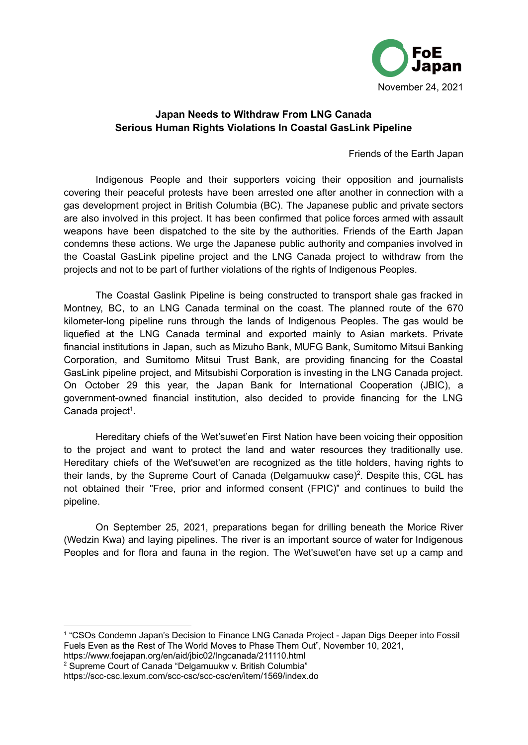FoE Japan

November 24, 2021

# Japan Needs to Withdraw From LNG Canada
## Serious Human Rights Violations In Coastal GasLink Pipeline

Friends of the Earth Japan

Indigenous People and their supporters voicing their opposition and journalists covering their peaceful protests have been arrested one after another in connection with a gas development project in British Columbia (BC). The Japanese public and private sectors are also involved in this project. It has been confirmed that police forces armed with assault weapons have been dispatched to the site by the authorities. Friends of the Earth Japan condemns these actions. We urge the Japanese public authority and companies involved in the Coastal GasLink pipeline project and the LNG Canada project to withdraw from the projects and not to be part of further violations of the rights of Indigenous Peoples.

The Coastal Gaslink Pipeline is being constructed to transport shale gas fracked in Montney, BC, to an LNG Canada terminal on the coast. The planned route of the 670 kilometer-long pipeline runs through the lands of Indigenous Peoples. The gas would be liquefied at the LNG Canada terminal and exported mainly to Asian markets. Private financial institutions in Japan, such as Mizuho Bank, MUFG Bank, Sumitomo Mitsui Banking Corporation, and Sumitomo Mitsui Trust Bank, are providing financing for the Coastal GasLink pipeline project, and Mitsubishi Corporation is investing in the LNG Canada project. On October 29 this year, the Japan Bank for International Cooperation (JBIC), a government-owned financial institution, also decided to provide financing for the LNG Canada project[1].

Hereditary chiefs of the Wet'suwet'en First Nation have been voicing their opposition to the project and want to protect the land and water resources they traditionally use. Hereditary chiefs of the Wet'suwet'en are recognized as the title holders, having rights to their lands, by the Supreme Court of Canada (Delgamuukw case)[2]. Despite this, CGL has not obtained their "Free, prior and informed consent (FPIC)" and continues to build the pipeline.

On September 25, 2021, preparations began for drilling beneath the Morice River (Wedzin Kwa) and laying pipelines. The river is an important source of water for Indigenous Peoples and for flora and fauna in the region. The Wet'suwet'en have set up a camp and

---

[1] "CSOs Condemn Japan's Decision to Finance LNG Canada Project - Japan Digs Deeper into Fossil Fuels Even as the Rest of The World Moves to Phase Them Out", November 10, 2021, https://www.foejapan.org/en/aid/jbic02/lngcanada/211110.html

[2] Supreme Court of Canada "Delgamuukw v. British Columbia" https://scc-csc.lexum.com/scc-csc/scc-csc/en/item/1569/index.do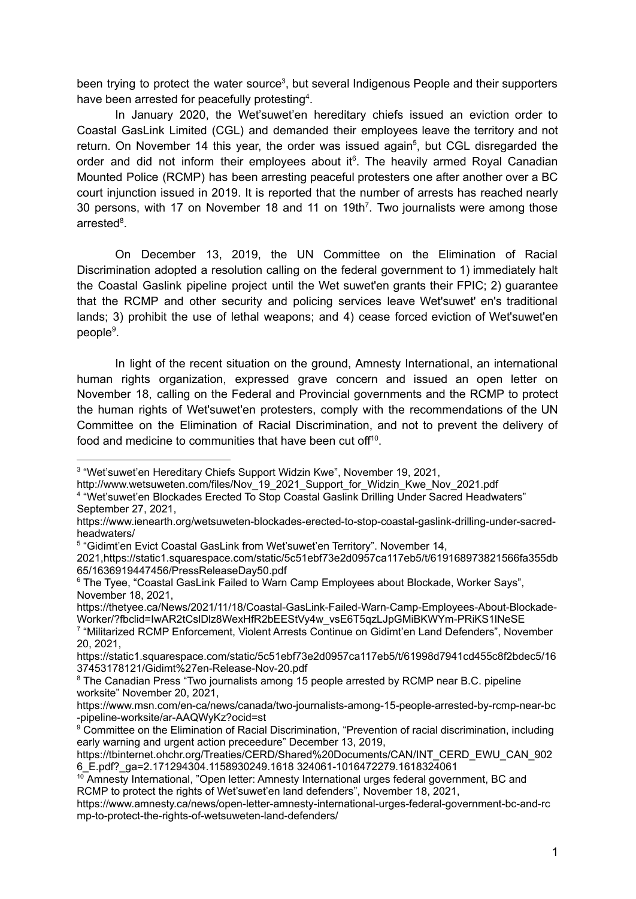been trying to protect the water source[3], but several Indigenous People and their supporters have been arrested for peacefully protesting[4].

In January 2020, the Wet'suwet'en hereditary chiefs issued an eviction order to Coastal GasLink Limited (CGL) and demanded their employees leave the territory and not return. On November 14 this year, the order was issued again[5], but CGL disregarded the order and did not inform their employees about it[6]. The heavily armed Royal Canadian Mounted Police (RCMP) has been arresting peaceful protesters one after another over a BC court injunction issued in 2019. It is reported that the number of arrests has reached nearly 30 persons, with 17 on November 18 and 11 on 19th[7]. Two journalists were among those arrested[8].

On December 13, 2019, the UN Committee on the Elimination of Racial Discrimination adopted a resolution calling on the federal government to 1) immediately halt the Coastal Gaslink pipeline project until the Wet suwet'en grants their FPIC; 2) guarantee that the RCMP and other security and policing services leave Wet'suwet' en's traditional lands; 3) prohibit the use of lethal weapons; and 4) cease forced eviction of Wet'suwet'en people[9].

In light of the recent situation on the ground, Amnesty International, an international human rights organization, expressed grave concern and issued an open letter on November 18, calling on the Federal and Provincial governments and the RCMP to protect the human rights of Wet'suwet'en protesters, comply with the recommendations of the UN Committee on the Elimination of Racial Discrimination, and not to prevent the delivery of food and medicine to communities that have been cut off[10].

---

[3] "Wet'suwet'en Hereditary Chiefs Support Widzin Kwe", November 19, 2021, http://www.wetsuweten.com/files/Nov_19_2021_Support_for_Widzin_Kwe_Nov_2021.pdf

[4] "Wet'suwet'en Blockades Erected To Stop Coastal Gaslink Drilling Under Sacred Headwaters" September 27, 2021, https://www.ienearth.org/wetsuweten-blockades-erected-to-stop-coastal-gaslink-drilling-under-sacred-headwaters/

[5] "Gidimt'en Evict Coastal GasLink from Wet'suwet'en Territory". November 14, 2021,https://static1.squarespace.com/static/5c51ebf73e2d0957ca117eb5/t/619168973821566fa355db65/1636919447456/PressReleaseDay50.pdf

[6] The Tyee, "Coastal GasLink Failed to Warn Camp Employees about Blockade, Worker Says", November 18, 2021, https://thetyee.ca/News/2021/11/18/Coastal-GasLink-Failed-Warn-Camp-Employees-About-Blockade-Worker/?fbclid=IwAR2tCslDlz8WexHfR2bEEStVy4w_vsE6T5qzLJpGMiBKWYm-PRiKS1lNeSE

[7] "Militarized RCMP Enforcement, Violent Arrests Continue on Gidimt'en Land Defenders", November 20, 2021, https://static1.squarespace.com/static/5c51ebf73e2d0957ca117eb5/t/61998d7941cd455c8f2bdec5/1637453178121/Gidimt%27en-Release-Nov-20.pdf

[8] The Canadian Press "Two journalists among 15 people arrested by RCMP near B.C. pipeline worksite" November 20, 2021, https://www.msn.com/en-ca/news/canada/two-journalists-among-15-people-arrested-by-rcmp-near-bc-pipeline-worksite/ar-AAQWyKz?ocid=st

[9] Committee on the Elimination of Racial Discrimination, "Prevention of racial discrimination, including early warning and urgent action preceedure" December 13, 2019, https://tbinternet.ohchr.org/Treaties/CERD/Shared%20Documents/CAN/INT_CERD_EWU_CAN_9026_E.pdf?_ga=2.171294304.1158930249.1618 324061-1016472279.1618324061

[10] Amnesty International, "Open letter: Amnesty International urges federal government, BC and RCMP to protect the rights of Wet'suwet'en land defenders", November 18, 2021, https://www.amnesty.ca/news/open-letter-amnesty-international-urges-federal-government-bc-and-rcmp-to-protect-the-rights-of-wetsuweten-land-defenders/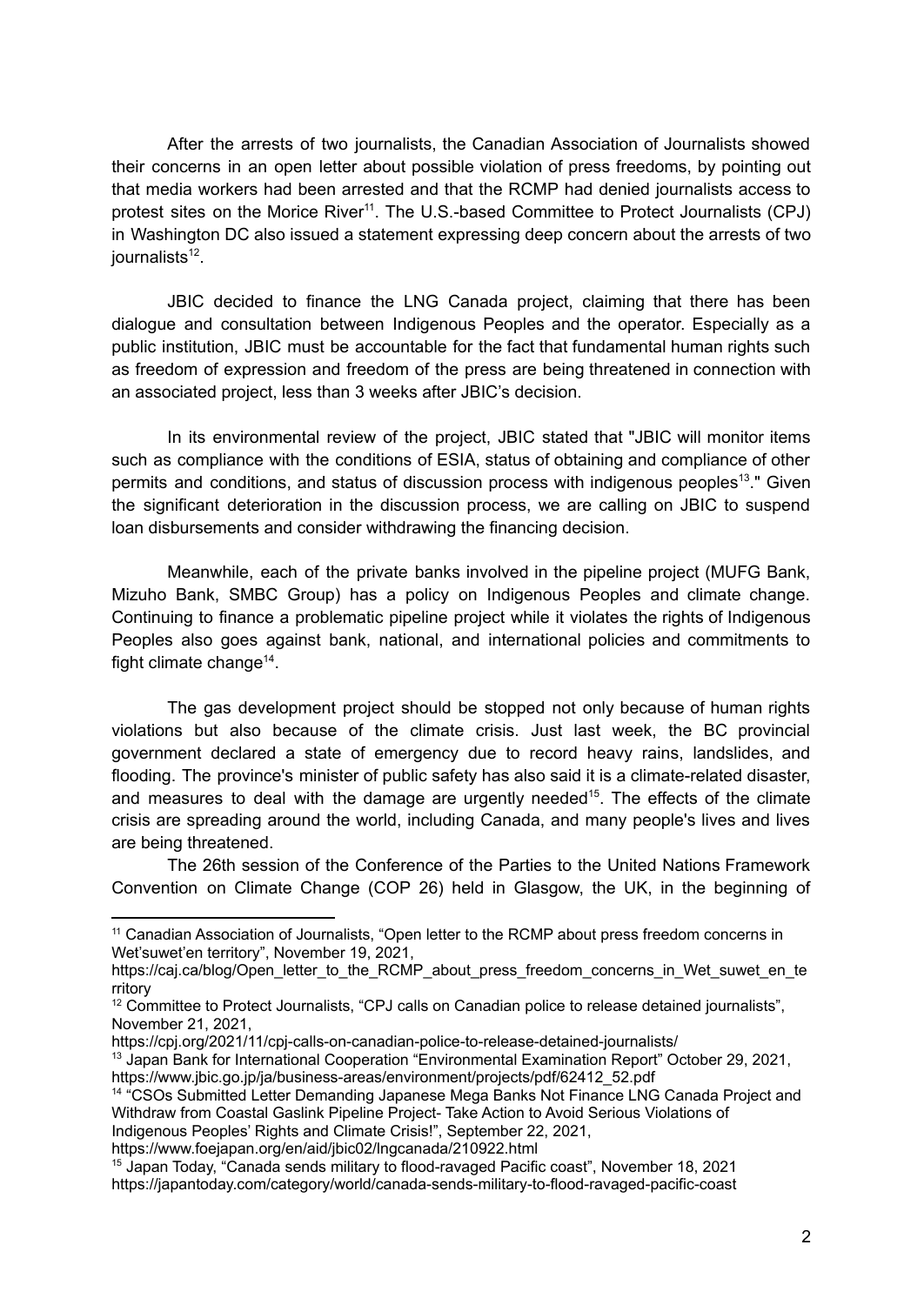After the arrests of two journalists, the Canadian Association of Journalists showed their concerns in an open letter about possible violation of press freedoms, by pointing out that media workers had been arrested and that the RCMP had denied journalists access to protest sites on the Morice River[11]. The U.S.-based Committee to Protect Journalists (CPJ) in Washington DC also issued a statement expressing deep concern about the arrests of two journalists[12].

JBIC decided to finance the LNG Canada project, claiming that there has been dialogue and consultation between Indigenous Peoples and the operator. Especially as a public institution, JBIC must be accountable for the fact that fundamental human rights such as freedom of expression and freedom of the press are being threatened in connection with an associated project, less than 3 weeks after JBIC's decision.

In its environmental review of the project, JBIC stated that "JBIC will monitor items such as compliance with the conditions of ESIA, status of obtaining and compliance of other permits and conditions, and status of discussion process with indigenous peoples[13]." Given the significant deterioration in the discussion process, we are calling on JBIC to suspend loan disbursements and consider withdrawing the financing decision.

Meanwhile, each of the private banks involved in the pipeline project (MUFG Bank, Mizuho Bank, SMBC Group) has a policy on Indigenous Peoples and climate change. Continuing to finance a problematic pipeline project while it violates the rights of Indigenous Peoples also goes against bank, national, and international policies and commitments to fight climate change[14].

The gas development project should be stopped not only because of human rights violations but also because of the climate crisis. Just last week, the BC provincial government declared a state of emergency due to record heavy rains, landslides, and flooding. The province's minister of public safety has also said it is a climate-related disaster, and measures to deal with the damage are urgently needed[15]. The effects of the climate crisis are spreading around the world, including Canada, and many people's lives and lives are being threatened.

The 26th session of the Conference of the Parties to the United Nations Framework Convention on Climate Change (COP 26) held in Glasgow, the UK, in the beginning of

---

[11] Canadian Association of Journalists, "Open letter to the RCMP about press freedom concerns in Wet'suwet'en territory", November 19, 2021, https://caj.ca/blog/Open_letter_to_the_RCMP_about_press_freedom_concerns_in_Wet_suwet_en_territory

[12] Committee to Protect Journalists, "CPJ calls on Canadian police to release detained journalists", November 21, 2021, https://cpj.org/2021/11/cpj-calls-on-canadian-police-to-release-detained-journalists/

[13] Japan Bank for International Cooperation "Environmental Examination Report" October 29, 2021, https://www.jbic.go.jp/ja/business-areas/environment/projects/pdf/62412_52.pdf

[14] "CSOs Submitted Letter Demanding Japanese Mega Banks Not Finance LNG Canada Project and Withdraw from Coastal Gaslink Pipeline Project- Take Action to Avoid Serious Violations of Indigenous Peoples' Rights and Climate Crisis!", September 22, 2021, https://www.foejapan.org/en/aid/jbic02/lngcanada/210922.html

[15] Japan Today, "Canada sends military to flood-ravaged Pacific coast", November 18, 2021 https://japantoday.com/category/world/canada-sends-military-to-flood-ravaged-pacific-coast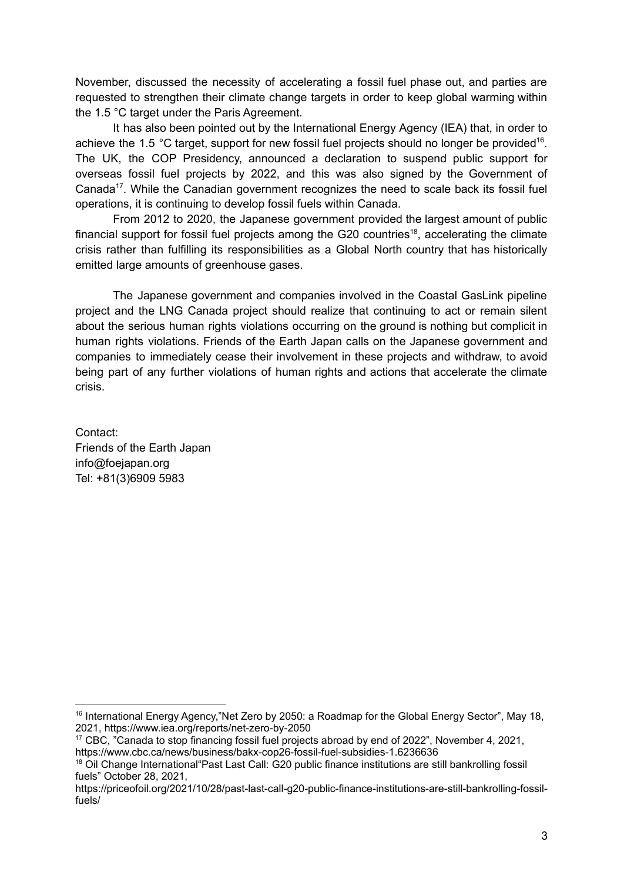November, discussed the necessity of accelerating a fossil fuel phase out, and parties are requested to strengthen their climate change targets in order to keep global warming within the 1.5 °C target under the Paris Agreement.

It has also been pointed out by the International Energy Agency (IEA) that, in order to achieve the 1.5 °C target, support for new fossil fuel projects should no longer be provided[16]. The UK, the COP Presidency, announced a declaration to suspend public support for overseas fossil fuel projects by 2022, and this was also signed by the Government of Canada[17]. While the Canadian government recognizes the need to scale back its fossil fuel operations, it is continuing to develop fossil fuels within Canada.

From 2012 to 2020, the Japanese government provided the largest amount of public financial support for fossil fuel projects among the G20 countries[18], accelerating the climate crisis rather than fulfilling its responsibilities as a Global North country that has historically emitted large amounts of greenhouse gases.

The Japanese government and companies involved in the Coastal GasLink pipeline project and the LNG Canada project should realize that continuing to act or remain silent about the serious human rights violations occurring on the ground is nothing but complicit in human rights violations. Friends of the Earth Japan calls on the Japanese government and companies to immediately cease their involvement in these projects and withdraw, to avoid being part of any further violations of human rights and actions that accelerate the climate crisis.

Contact:
Friends of the Earth Japan
info@foejapan.org
Tel: +81(3)6909 5983

---

[16] International Energy Agency,"Net Zero by 2050: a Roadmap for the Global Energy Sector", May 18, 2021, https://www.iea.org/reports/net-zero-by-2050

[17] CBC, "Canada to stop financing fossil fuel projects abroad by end of 2022", November 4, 2021, https://www.cbc.ca/news/business/bakx-cop26-fossil-fuel-subsidies-1.6236636

[18] Oil Change International"Past Last Call: G20 public finance institutions are still bankrolling fossil fuels" October 28, 2021, https://priceofoil.org/2021/10/28/past-last-call-g20-public-finance-institutions-are-still-bankrolling-fossil-fuels/